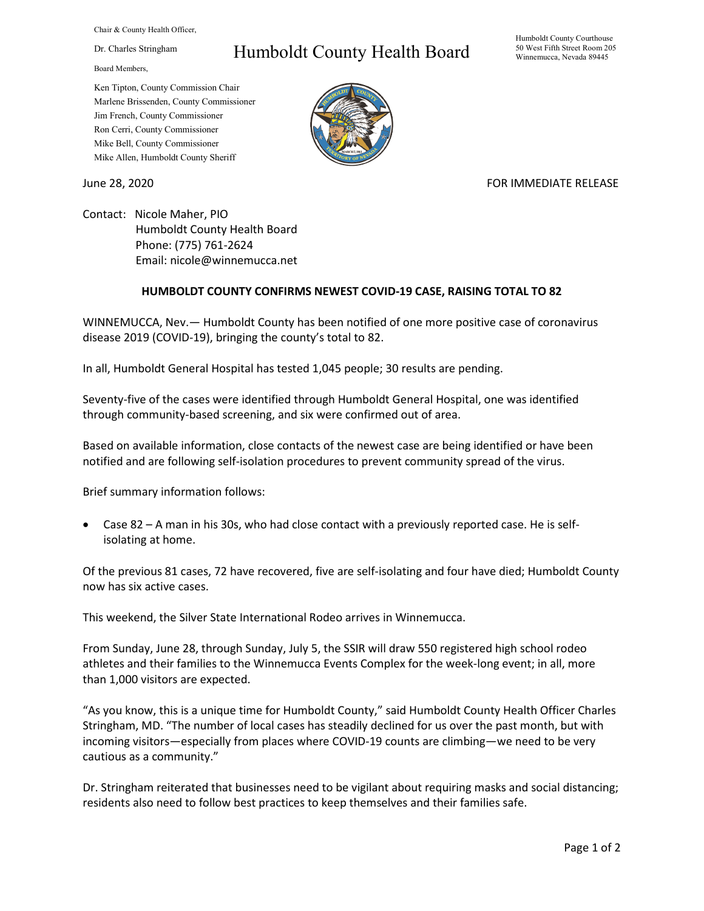Chair & County Health Officer,

Dr. Charles Stringham

Board Members,

Ken Tipton, County Commission Chair
Marlene Brissenden, County Commissioner
Jim French, County Commissioner
Ron Cerri, County Commissioner
Mike Bell, County Commissioner
Mike Allen, Humboldt County Sheriff

# Humboldt County Health Board

Humboldt County Courthouse
50 West Fifth Street Room 205
Winnemucca, Nevada 89445

June 28, 2020

FOR IMMEDIATE RELEASE

Contact: Nicole Maher, PIO
Humboldt County Health Board
Phone: (775) 761-2624
Email: nicole@winnemucca.net

**HUMBOLDT COUNTY CONFIRMS NEWEST COVID-19 CASE, RAISING TOTAL TO 82**

WINNEMUCCA, Nev.— Humboldt County has been notified of one more positive case of coronavirus disease 2019 (COVID-19), bringing the county's total to 82.

In all, Humboldt General Hospital has tested 1,045 people; 30 results are pending.

Seventy-five of the cases were identified through Humboldt General Hospital, one was identified through community-based screening, and six were confirmed out of area.

Based on available information, close contacts of the newest case are being identified or have been notified and are following self-isolation procedures to prevent community spread of the virus.

Brief summary information follows:

- Case 82 – A man in his 30s, who had close contact with a previously reported case. He is self-isolating at home.

Of the previous 81 cases, 72 have recovered, five are self-isolating and four have died; Humboldt County now has six active cases.

This weekend, the Silver State International Rodeo arrives in Winnemucca.

From Sunday, June 28, through Sunday, July 5, the SSIR will draw 550 registered high school rodeo athletes and their families to the Winnemucca Events Complex for the week-long event; in all, more than 1,000 visitors are expected.

"As you know, this is a unique time for Humboldt County," said Humboldt County Health Officer Charles Stringham, MD. "The number of local cases has steadily declined for us over the past month, but with incoming visitors—especially from places where COVID-19 counts are climbing—we need to be very cautious as a community."

Dr. Stringham reiterated that businesses need to be vigilant about requiring masks and social distancing; residents also need to follow best practices to keep themselves and their families safe.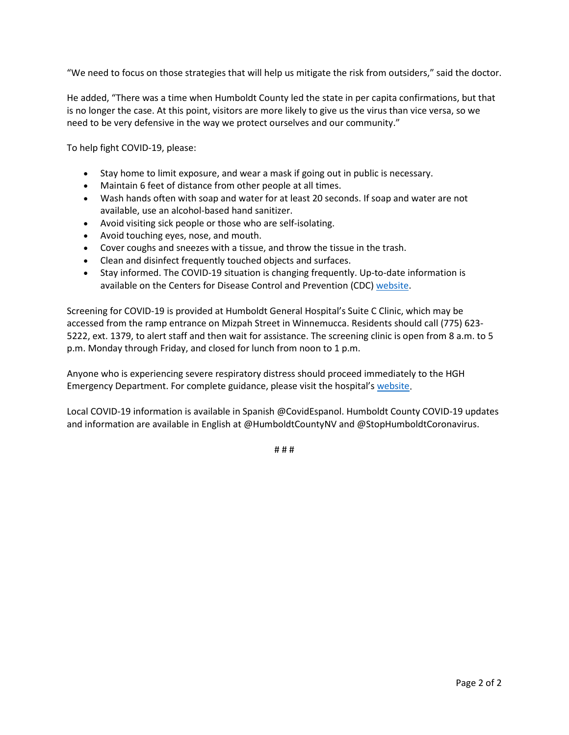"We need to focus on those strategies that will help us mitigate the risk from outsiders," said the doctor.

He added, "There was a time when Humboldt County led the state in per capita confirmations, but that is no longer the case. At this point, visitors are more likely to give us the virus than vice versa, so we need to be very defensive in the way we protect ourselves and our community."

To help fight COVID-19, please:

- Stay home to limit exposure, and wear a mask if going out in public is necessary.
- Maintain 6 feet of distance from other people at all times.
- Wash hands often with soap and water for at least 20 seconds. If soap and water are not available, use an alcohol-based hand sanitizer.
- Avoid visiting sick people or those who are self-isolating.
- Avoid touching eyes, nose, and mouth.
- Cover coughs and sneezes with a tissue, and throw the tissue in the trash.
- Clean and disinfect frequently touched objects and surfaces.
- Stay informed. The COVID-19 situation is changing frequently. Up-to-date information is available on the Centers for Disease Control and Prevention (CDC) website.

Screening for COVID-19 is provided at Humboldt General Hospital's Suite C Clinic, which may be accessed from the ramp entrance on Mizpah Street in Winnemucca. Residents should call (775) 623-5222, ext. 1379, to alert staff and then wait for assistance. The screening clinic is open from 8 a.m. to 5 p.m. Monday through Friday, and closed for lunch from noon to 1 p.m.

Anyone who is experiencing severe respiratory distress should proceed immediately to the HGH Emergency Department. For complete guidance, please visit the hospital's website.

Local COVID-19 information is available in Spanish @CovidEspanol. Humboldt County COVID-19 updates and information are available in English at @HumboldtCountyNV and @StopHumboldtCoronavirus.

# # #